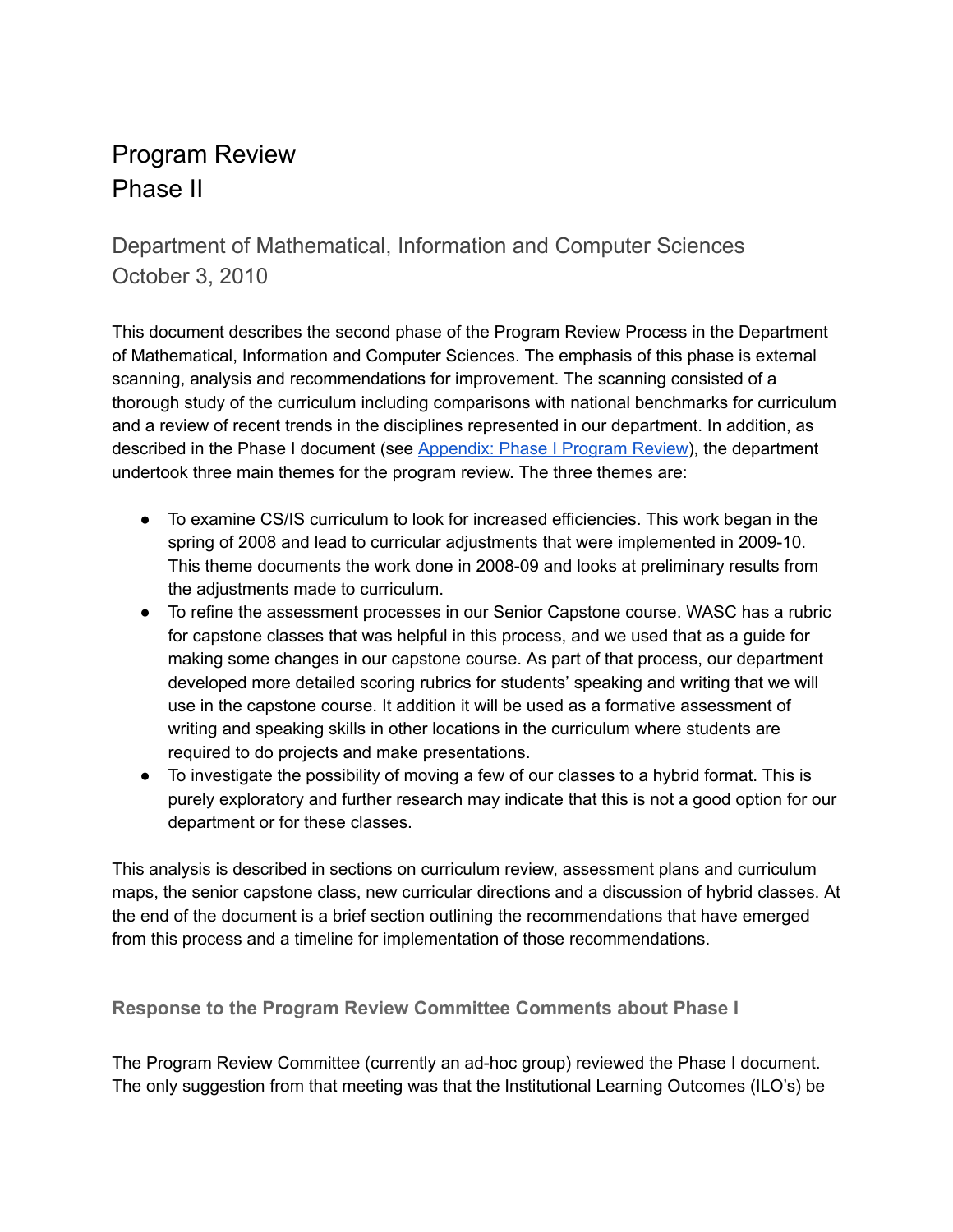# Program Review
# Phase II

## Department of Mathematical, Information and Computer Sciences
## October 3, 2010

This document describes the second phase of the Program Review Process in the Department of Mathematical, Information and Computer Sciences. The emphasis of this phase is external scanning, analysis and recommendations for improvement. The scanning consisted of a thorough study of the curriculum including comparisons with national benchmarks for curriculum and a review of recent trends in the disciplines represented in our department. In addition, as described in the Phase I document (see [Appendix: Phase I Program Review]), the department undertook three main themes for the program review. The three themes are:

- To examine CS/IS curriculum to look for increased efficiencies. This work began in the spring of 2008 and lead to curricular adjustments that were implemented in 2009-10. This theme documents the work done in 2008-09 and looks at preliminary results from the adjustments made to curriculum.
- To refine the assessment processes in our Senior Capstone course. WASC has a rubric for capstone classes that was helpful in this process, and we used that as a guide for making some changes in our capstone course. As part of that process, our department developed more detailed scoring rubrics for students' speaking and writing that we will use in the capstone course. It addition it will be used as a formative assessment of writing and speaking skills in other locations in the curriculum where students are required to do projects and make presentations.
- To investigate the possibility of moving a few of our classes to a hybrid format. This is purely exploratory and further research may indicate that this is not a good option for our department or for these classes.

This analysis is described in sections on curriculum review, assessment plans and curriculum maps, the senior capstone class, new curricular directions and a discussion of hybrid classes. At the end of the document is a brief section outlining the recommendations that have emerged from this process and a timeline for implementation of those recommendations.

### Response to the Program Review Committee Comments about Phase I

The Program Review Committee (currently an ad-hoc group) reviewed the Phase I document. The only suggestion from that meeting was that the Institutional Learning Outcomes (ILO's) be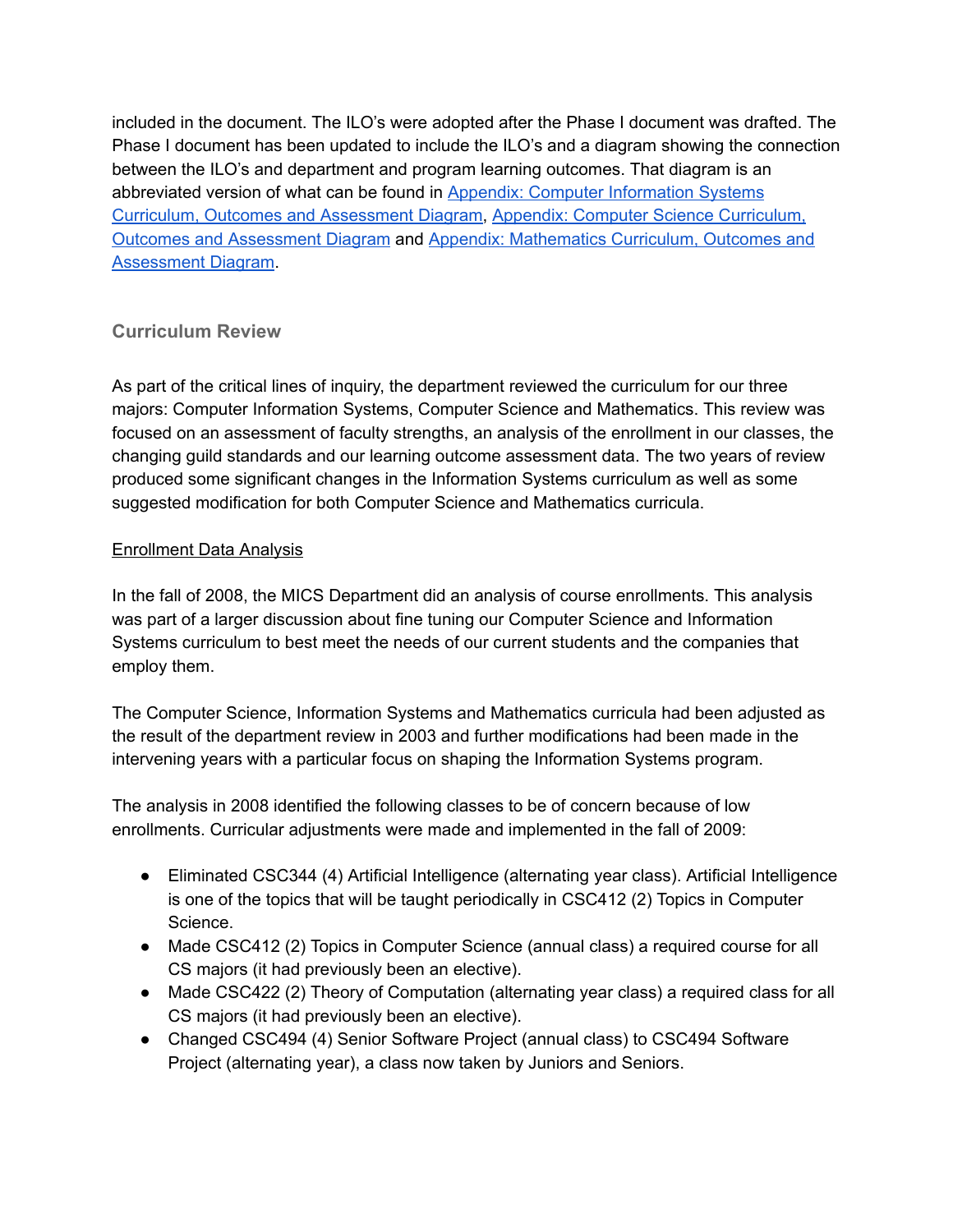included in the document. The ILO's were adopted after the Phase I document was drafted. The Phase I document has been updated to include the ILO's and a diagram showing the connection between the ILO's and department and program learning outcomes. That diagram is an abbreviated version of what can be found in Appendix: Computer Information Systems Curriculum, Outcomes and Assessment Diagram, Appendix: Computer Science Curriculum, Outcomes and Assessment Diagram and Appendix: Mathematics Curriculum, Outcomes and Assessment Diagram.

## Curriculum Review

As part of the critical lines of inquiry, the department reviewed the curriculum for our three majors: Computer Information Systems, Computer Science and Mathematics. This review was focused on an assessment of faculty strengths, an analysis of the enrollment in our classes, the changing guild standards and our learning outcome assessment data. The two years of review produced some significant changes in the Information Systems curriculum as well as some suggested modification for both Computer Science and Mathematics curricula.

### Enrollment Data Analysis

In the fall of 2008, the MICS Department did an analysis of course enrollments. This analysis was part of a larger discussion about fine tuning our Computer Science and Information Systems curriculum to best meet the needs of our current students and the companies that employ them.

The Computer Science, Information Systems and Mathematics curricula had been adjusted as the result of the department review in 2003 and further modifications had been made in the intervening years with a particular focus on shaping the Information Systems program.

The analysis in 2008 identified the following classes to be of concern because of low enrollments. Curricular adjustments were made and implemented in the fall of 2009:

- Eliminated CSC344 (4) Artificial Intelligence (alternating year class). Artificial Intelligence is one of the topics that will be taught periodically in CSC412 (2) Topics in Computer Science.
- Made CSC412 (2) Topics in Computer Science (annual class) a required course for all CS majors (it had previously been an elective).
- Made CSC422 (2) Theory of Computation (alternating year class) a required class for all CS majors (it had previously been an elective).
- Changed CSC494 (4) Senior Software Project (annual class) to CSC494 Software Project (alternating year), a class now taken by Juniors and Seniors.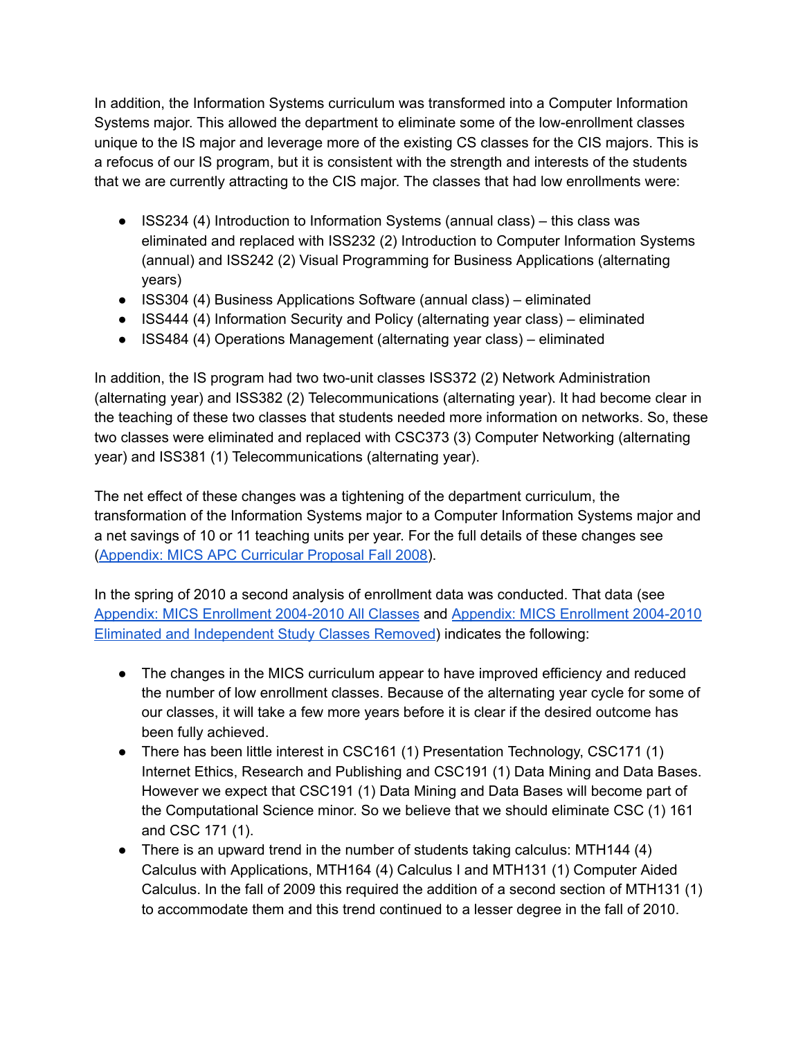In addition, the Information Systems curriculum was transformed into a Computer Information Systems major. This allowed the department to eliminate some of the low-enrollment classes unique to the IS major and leverage more of the existing CS classes for the CIS majors. This is a refocus of our IS program, but it is consistent with the strength and interests of the students that we are currently attracting to the CIS major. The classes that had low enrollments were:

- ISS234 (4) Introduction to Information Systems (annual class) – this class was eliminated and replaced with ISS232 (2) Introduction to Computer Information Systems (annual) and ISS242 (2) Visual Programming for Business Applications (alternating years)
- ISS304 (4) Business Applications Software (annual class) – eliminated
- ISS444 (4) Information Security and Policy (alternating year class) – eliminated
- ISS484 (4) Operations Management (alternating year class) – eliminated

In addition, the IS program had two two-unit classes ISS372 (2) Network Administration (alternating year) and ISS382 (2) Telecommunications (alternating year). It had become clear in the teaching of these two classes that students needed more information on networks. So, these two classes were eliminated and replaced with CSC373 (3) Computer Networking (alternating year) and ISS381 (1) Telecommunications (alternating year).

The net effect of these changes was a tightening of the department curriculum, the transformation of the Information Systems major to a Computer Information Systems major and a net savings of 10 or 11 teaching units per year. For the full details of these changes see (Appendix: MICS APC Curricular Proposal Fall 2008).

In the spring of 2010 a second analysis of enrollment data was conducted. That data (see Appendix: MICS Enrollment 2004-2010 All Classes and Appendix: MICS Enrollment 2004-2010 Eliminated and Independent Study Classes Removed) indicates the following:

- The changes in the MICS curriculum appear to have improved efficiency and reduced the number of low enrollment classes. Because of the alternating year cycle for some of our classes, it will take a few more years before it is clear if the desired outcome has been fully achieved.
- There has been little interest in CSC161 (1) Presentation Technology, CSC171 (1) Internet Ethics, Research and Publishing and CSC191 (1) Data Mining and Data Bases. However we expect that CSC191 (1) Data Mining and Data Bases will become part of the Computational Science minor. So we believe that we should eliminate CSC (1) 161 and CSC 171 (1).
- There is an upward trend in the number of students taking calculus: MTH144 (4) Calculus with Applications, MTH164 (4) Calculus I and MTH131 (1) Computer Aided Calculus. In the fall of 2009 this required the addition of a second section of MTH131 (1) to accommodate them and this trend continued to a lesser degree in the fall of 2010.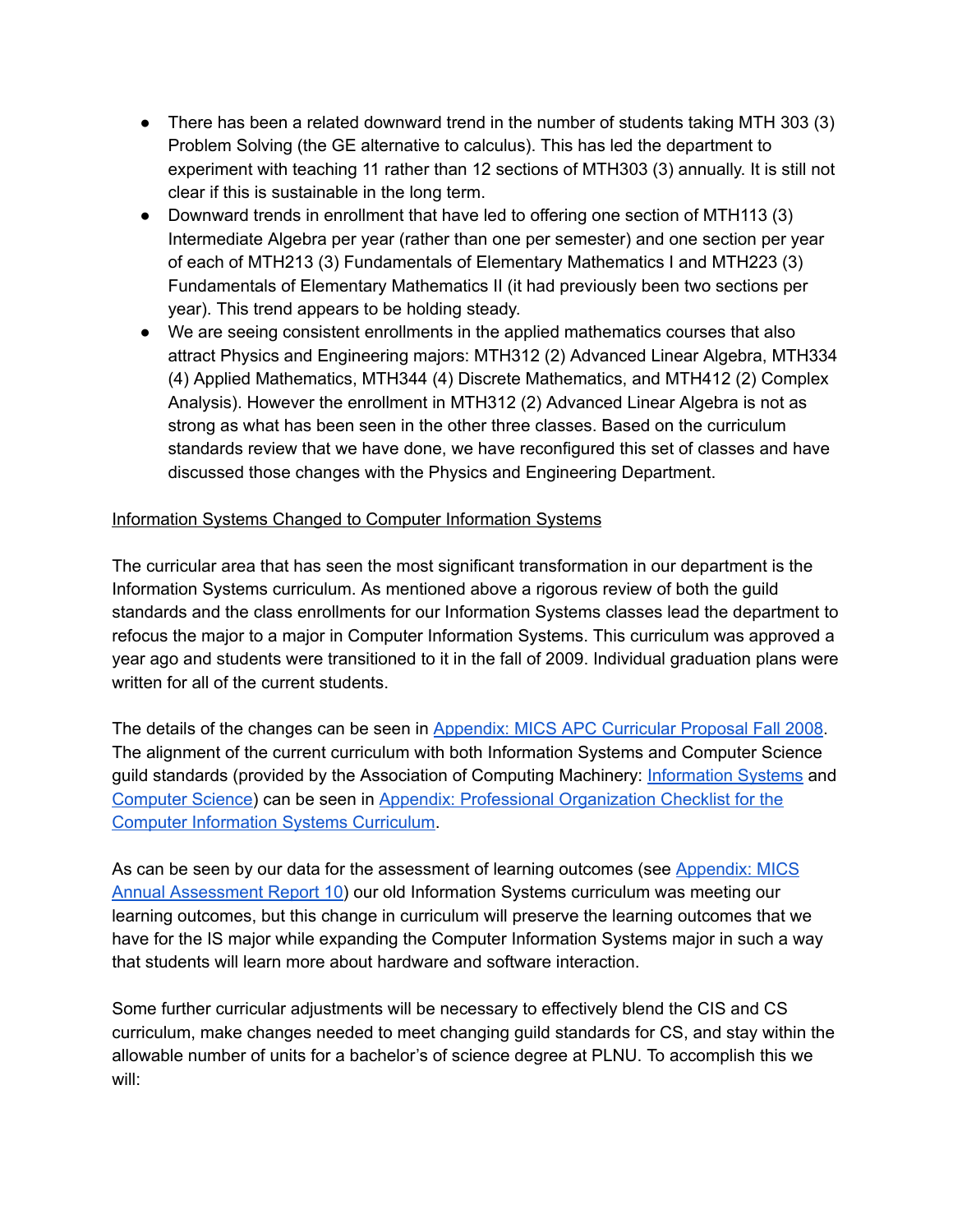- There has been a related downward trend in the number of students taking MTH 303 (3) Problem Solving (the GE alternative to calculus). This has led the department to experiment with teaching 11 rather than 12 sections of MTH303 (3) annually. It is still not clear if this is sustainable in the long term.
- Downward trends in enrollment that have led to offering one section of MTH113 (3) Intermediate Algebra per year (rather than one per semester) and one section per year of each of MTH213 (3) Fundamentals of Elementary Mathematics I and MTH223 (3) Fundamentals of Elementary Mathematics II (it had previously been two sections per year). This trend appears to be holding steady.
- We are seeing consistent enrollments in the applied mathematics courses that also attract Physics and Engineering majors: MTH312 (2) Advanced Linear Algebra, MTH334 (4) Applied Mathematics, MTH344 (4) Discrete Mathematics, and MTH412 (2) Complex Analysis). However the enrollment in MTH312 (2) Advanced Linear Algebra is not as strong as what has been seen in the other three classes. Based on the curriculum standards review that we have done, we have reconfigured this set of classes and have discussed those changes with the Physics and Engineering Department.

Information Systems Changed to Computer Information Systems

The curricular area that has seen the most significant transformation in our department is the Information Systems curriculum. As mentioned above a rigorous review of both the guild standards and the class enrollments for our Information Systems classes lead the department to refocus the major to a major in Computer Information Systems. This curriculum was approved a year ago and students were transitioned to it in the fall of 2009. Individual graduation plans were written for all of the current students.

The details of the changes can be seen in Appendix: MICS APC Curricular Proposal Fall 2008. The alignment of the current curriculum with both Information Systems and Computer Science guild standards (provided by the Association of Computing Machinery: Information Systems and Computer Science) can be seen in Appendix: Professional Organization Checklist for the Computer Information Systems Curriculum.

As can be seen by our data for the assessment of learning outcomes (see Appendix: MICS Annual Assessment Report 10) our old Information Systems curriculum was meeting our learning outcomes, but this change in curriculum will preserve the learning outcomes that we have for the IS major while expanding the Computer Information Systems major in such a way that students will learn more about hardware and software interaction.

Some further curricular adjustments will be necessary to effectively blend the CIS and CS curriculum, make changes needed to meet changing guild standards for CS, and stay within the allowable number of units for a bachelor's of science degree at PLNU. To accomplish this we will: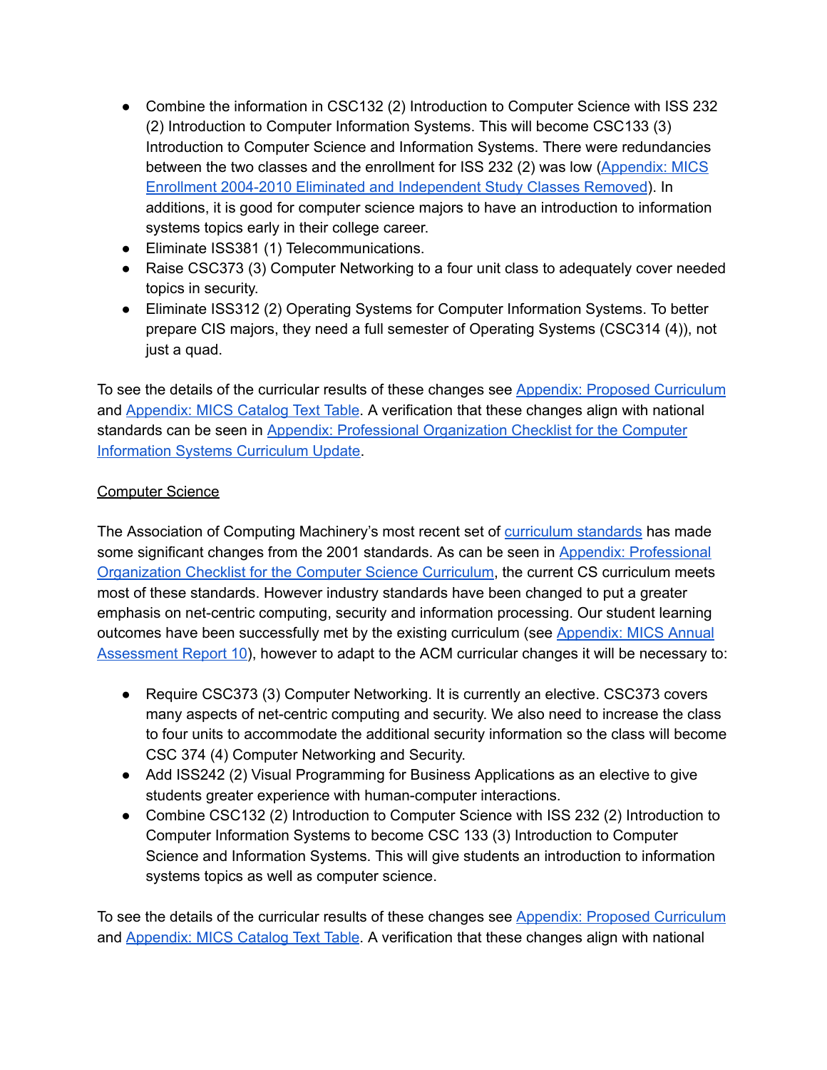- Combine the information in CSC132 (2) Introduction to Computer Science with ISS 232 (2) Introduction to Computer Information Systems. This will become CSC133 (3) Introduction to Computer Science and Information Systems. There were redundancies between the two classes and the enrollment for ISS 232 (2) was low (Appendix: MICS Enrollment 2004-2010 Eliminated and Independent Study Classes Removed). In additions, it is good for computer science majors to have an introduction to information systems topics early in their college career.
- Eliminate ISS381 (1) Telecommunications.
- Raise CSC373 (3) Computer Networking to a four unit class to adequately cover needed topics in security.
- Eliminate ISS312 (2) Operating Systems for Computer Information Systems. To better prepare CIS majors, they need a full semester of Operating Systems (CSC314 (4)), not just a quad.

To see the details of the curricular results of these changes see Appendix: Proposed Curriculum and Appendix: MICS Catalog Text Table. A verification that these changes align with national standards can be seen in Appendix: Professional Organization Checklist for the Computer Information Systems Curriculum Update.

Computer Science

The Association of Computing Machinery's most recent set of curriculum standards has made some significant changes from the 2001 standards. As can be seen in Appendix: Professional Organization Checklist for the Computer Science Curriculum, the current CS curriculum meets most of these standards. However industry standards have been changed to put a greater emphasis on net-centric computing, security and information processing. Our student learning outcomes have been successfully met by the existing curriculum (see Appendix: MICS Annual Assessment Report 10), however to adapt to the ACM curricular changes it will be necessary to:

- Require CSC373 (3) Computer Networking. It is currently an elective. CSC373 covers many aspects of net-centric computing and security. We also need to increase the class to four units to accommodate the additional security information so the class will become CSC 374 (4) Computer Networking and Security.
- Add ISS242 (2) Visual Programming for Business Applications as an elective to give students greater experience with human-computer interactions.
- Combine CSC132 (2) Introduction to Computer Science with ISS 232 (2) Introduction to Computer Information Systems to become CSC 133 (3) Introduction to Computer Science and Information Systems. This will give students an introduction to information systems topics as well as computer science.

To see the details of the curricular results of these changes see Appendix: Proposed Curriculum and Appendix: MICS Catalog Text Table. A verification that these changes align with national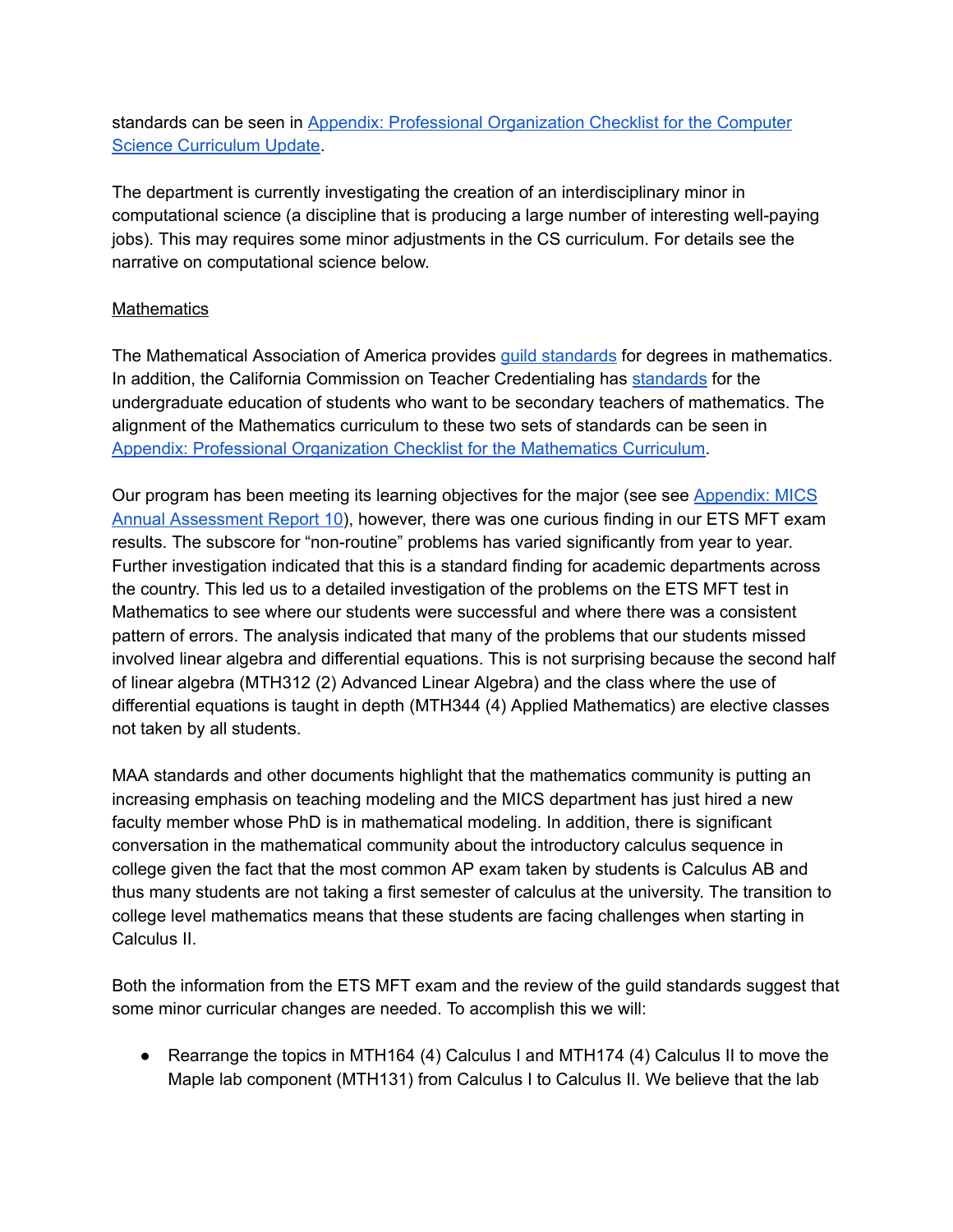standards can be seen in [Appendix: Professional Organization Checklist for the Computer Science Curriculum Update](#).

The department is currently investigating the creation of an interdisciplinary minor in computational science (a discipline that is producing a large number of interesting well-paying jobs). This may requires some minor adjustments in the CS curriculum. For details see the narrative on computational science below.

<u>Mathematics</u>

The Mathematical Association of America provides [guild standards](#) for degrees in mathematics. In addition, the California Commission on Teacher Credentialing has [standards](#) for the undergraduate education of students who want to be secondary teachers of mathematics. The alignment of the Mathematics curriculum to these two sets of standards can be seen in [Appendix: Professional Organization Checklist for the Mathematics Curriculum](#).

Our program has been meeting its learning objectives for the major (see see [Appendix: MICS Annual Assessment Report 10](#)), however, there was one curious finding in our ETS MFT exam results. The subscore for "non-routine" problems has varied significantly from year to year. Further investigation indicated that this is a standard finding for academic departments across the country. This led us to a detailed investigation of the problems on the ETS MFT test in Mathematics to see where our students were successful and where there was a consistent pattern of errors. The analysis indicated that many of the problems that our students missed involved linear algebra and differential equations. This is not surprising because the second half of linear algebra (MTH312 (2) Advanced Linear Algebra) and the class where the use of differential equations is taught in depth (MTH344 (4) Applied Mathematics) are elective classes not taken by all students.

MAA standards and other documents highlight that the mathematics community is putting an increasing emphasis on teaching modeling and the MICS department has just hired a new faculty member whose PhD is in mathematical modeling. In addition, there is significant conversation in the mathematical community about the introductory calculus sequence in college given the fact that the most common AP exam taken by students is Calculus AB and thus many students are not taking a first semester of calculus at the university. The transition to college level mathematics means that these students are facing challenges when starting in Calculus II.

Both the information from the ETS MFT exam and the review of the guild standards suggest that some minor curricular changes are needed. To accomplish this we will:

- Rearrange the topics in MTH164 (4) Calculus I and MTH174 (4) Calculus II to move the Maple lab component (MTH131) from Calculus I to Calculus II. We believe that the lab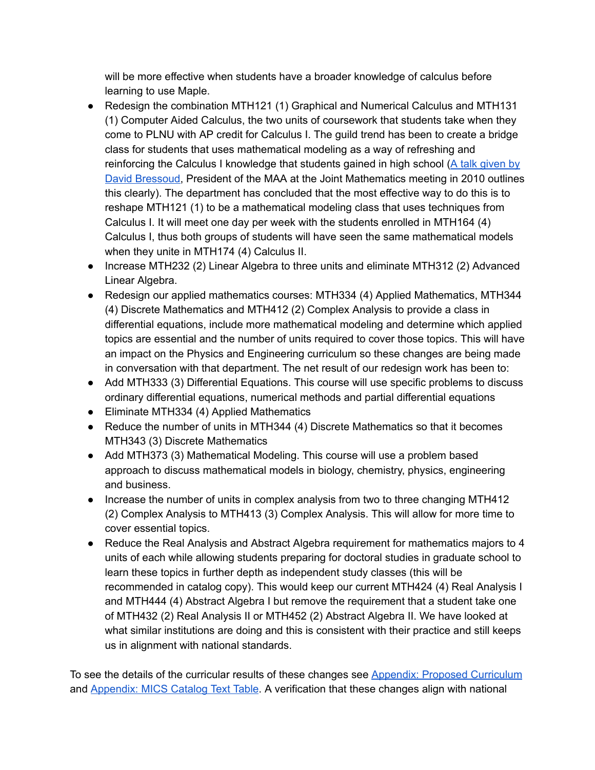will be more effective when students have a broader knowledge of calculus before learning to use Maple.

- Redesign the combination MTH121 (1) Graphical and Numerical Calculus and MTH131 (1) Computer Aided Calculus, the two units of coursework that students take when they come to PLNU with AP credit for Calculus I. The guild trend has been to create a bridge class for students that uses mathematical modeling as a way of refreshing and reinforcing the Calculus I knowledge that students gained in high school (A talk given by David Bressoud, President of the MAA at the Joint Mathematics meeting in 2010 outlines this clearly). The department has concluded that the most effective way to do this is to reshape MTH121 (1) to be a mathematical modeling class that uses techniques from Calculus I. It will meet one day per week with the students enrolled in MTH164 (4) Calculus I, thus both groups of students will have seen the same mathematical models when they unite in MTH174 (4) Calculus II.
- Increase MTH232 (2) Linear Algebra to three units and eliminate MTH312 (2) Advanced Linear Algebra.
- Redesign our applied mathematics courses: MTH334 (4) Applied Mathematics, MTH344 (4) Discrete Mathematics and MTH412 (2) Complex Analysis to provide a class in differential equations, include more mathematical modeling and determine which applied topics are essential and the number of units required to cover those topics. This will have an impact on the Physics and Engineering curriculum so these changes are being made in conversation with that department. The net result of our redesign work has been to:
- Add MTH333 (3) Differential Equations. This course will use specific problems to discuss ordinary differential equations, numerical methods and partial differential equations
- Eliminate MTH334 (4) Applied Mathematics
- Reduce the number of units in MTH344 (4) Discrete Mathematics so that it becomes MTH343 (3) Discrete Mathematics
- Add MTH373 (3) Mathematical Modeling. This course will use a problem based approach to discuss mathematical models in biology, chemistry, physics, engineering and business.
- Increase the number of units in complex analysis from two to three changing MTH412 (2) Complex Analysis to MTH413 (3) Complex Analysis. This will allow for more time to cover essential topics.
- Reduce the Real Analysis and Abstract Algebra requirement for mathematics majors to 4 units of each while allowing students preparing for doctoral studies in graduate school to learn these topics in further depth as independent study classes (this will be recommended in catalog copy). This would keep our current MTH424 (4) Real Analysis I and MTH444 (4) Abstract Algebra I but remove the requirement that a student take one of MTH432 (2) Real Analysis II or MTH452 (2) Abstract Algebra II. We have looked at what similar institutions are doing and this is consistent with their practice and still keeps us in alignment with national standards.

To see the details of the curricular results of these changes see Appendix: Proposed Curriculum and Appendix: MICS Catalog Text Table. A verification that these changes align with national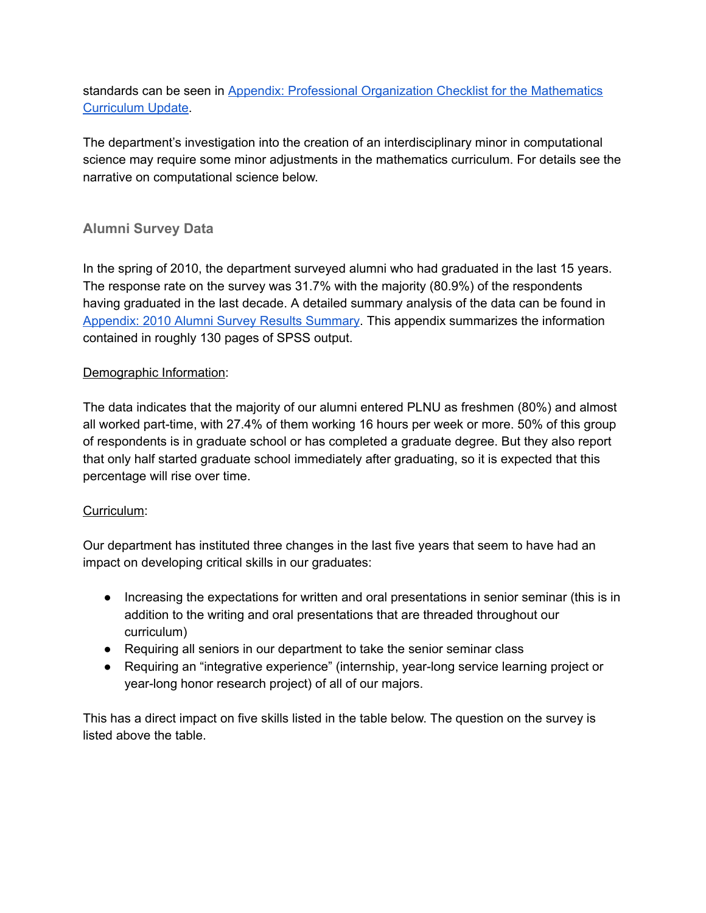standards can be seen in [Appendix: Professional Organization Checklist for the Mathematics Curriculum Update](#).

The department's investigation into the creation of an interdisciplinary minor in computational science may require some minor adjustments in the mathematics curriculum. For details see the narrative on computational science below.

### Alumni Survey Data

In the spring of 2010, the department surveyed alumni who had graduated in the last 15 years. The response rate on the survey was 31.7% with the majority (80.9%) of the respondents having graduated in the last decade. A detailed summary analysis of the data can be found in [Appendix: 2010 Alumni Survey Results Summary](#). This appendix summarizes the information contained in roughly 130 pages of SPSS output.

<u>Demographic Information</u>:

The data indicates that the majority of our alumni entered PLNU as freshmen (80%) and almost all worked part-time, with 27.4% of them working 16 hours per week or more. 50% of this group of respondents is in graduate school or has completed a graduate degree. But they also report that only half started graduate school immediately after graduating, so it is expected that this percentage will rise over time.

<u>Curriculum</u>:

Our department has instituted three changes in the last five years that seem to have had an impact on developing critical skills in our graduates:

- Increasing the expectations for written and oral presentations in senior seminar (this is in addition to the writing and oral presentations that are threaded throughout our curriculum)
- Requiring all seniors in our department to take the senior seminar class
- Requiring an "integrative experience" (internship, year-long service learning project or year-long honor research project) of all of our majors.

This has a direct impact on five skills listed in the table below. The question on the survey is listed above the table.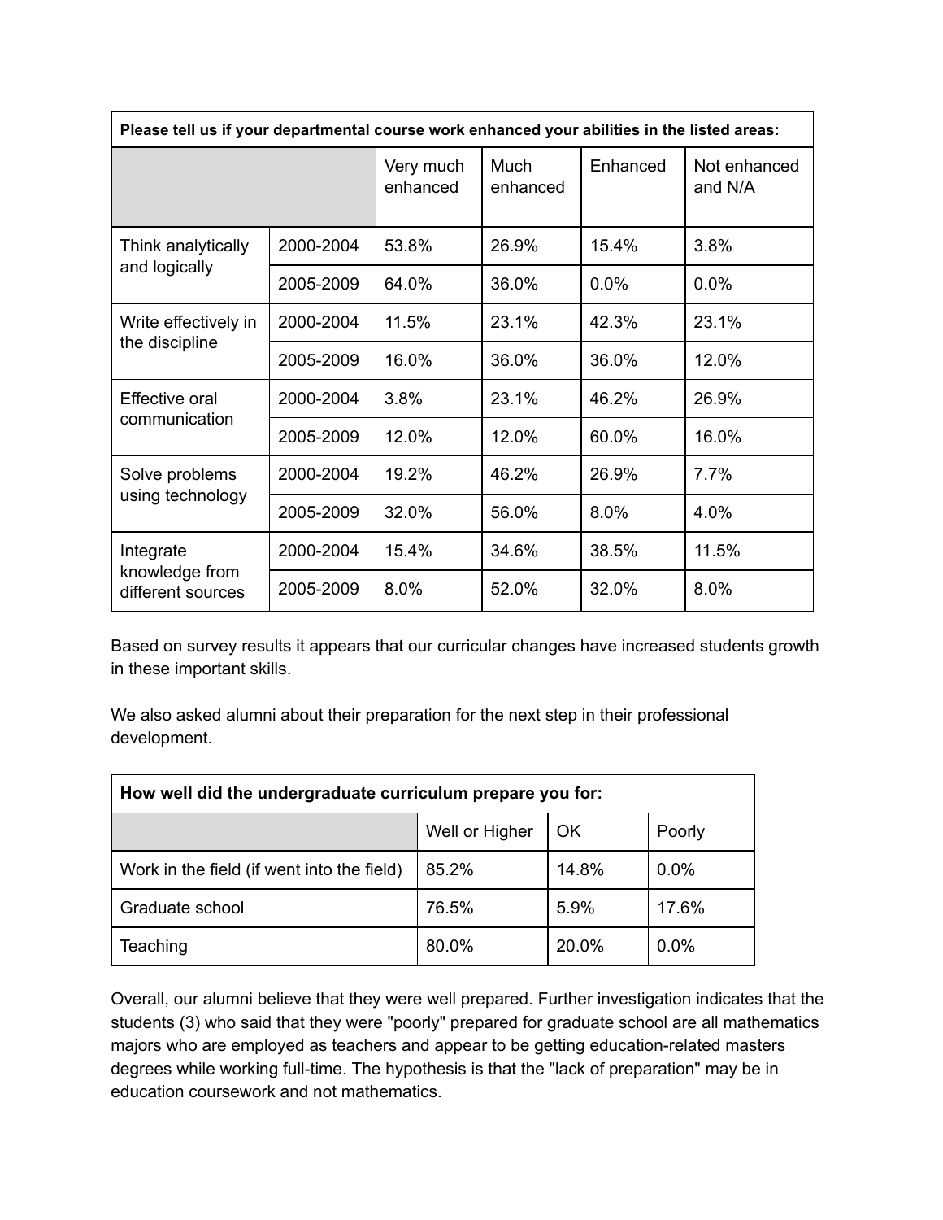| Please tell us if your departmental course work enhanced your abilities in the listed areas: | | | | | |
|---|---|---|---|---|---|
| | | Very much enhanced | Much enhanced | Enhanced | Not enhanced and N/A |
| Think analytically and logically | 2000-2004 | 53.8% | 26.9% | 15.4% | 3.8% |
| | 2005-2009 | 64.0% | 36.0% | 0.0% | 0.0% |
| Write effectively in the discipline | 2000-2004 | 11.5% | 23.1% | 42.3% | 23.1% |
| | 2005-2009 | 16.0% | 36.0% | 36.0% | 12.0% |
| Effective oral communication | 2000-2004 | 3.8% | 23.1% | 46.2% | 26.9% |
| | 2005-2009 | 12.0% | 12.0% | 60.0% | 16.0% |
| Solve problems using technology | 2000-2004 | 19.2% | 46.2% | 26.9% | 7.7% |
| | 2005-2009 | 32.0% | 56.0% | 8.0% | 4.0% |
| Integrate knowledge from different sources | 2000-2004 | 15.4% | 34.6% | 38.5% | 11.5% |
| | 2005-2009 | 8.0% | 52.0% | 32.0% | 8.0% |

Based on survey results it appears that our curricular changes have increased students growth in these important skills.

We also asked alumni about their preparation for the next step in their professional development.

| How well did the undergraduate curriculum prepare you for: | | | |
|---|---|---|---|
| | Well or Higher | OK | Poorly |
| Work in the field (if went into the field) | 85.2% | 14.8% | 0.0% |
| Graduate school | 76.5% | 5.9% | 17.6% |
| Teaching | 80.0% | 20.0% | 0.0% |

Overall, our alumni believe that they were well prepared. Further investigation indicates that the students (3) who said that they were "poorly" prepared for graduate school are all mathematics majors who are employed as teachers and appear to be getting education-related masters degrees while working full-time. The hypothesis is that the "lack of preparation" may be in education coursework and not mathematics.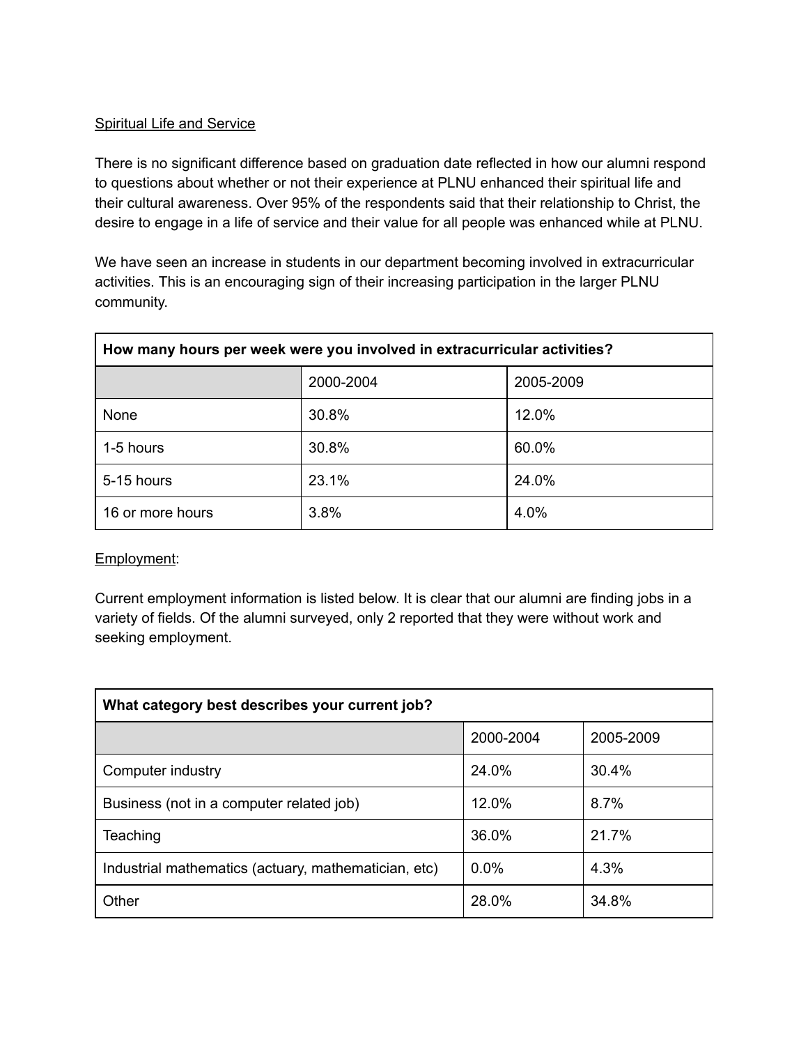<u>Spiritual Life and Service</u>

There is no significant difference based on graduation date reflected in how our alumni respond to questions about whether or not their experience at PLNU enhanced their spiritual life and their cultural awareness. Over 95% of the respondents said that their relationship to Christ, the desire to engage in a life of service and their value for all people was enhanced while at PLNU.

We have seen an increase in students in our department becoming involved in extracurricular activities. This is an encouraging sign of their increasing participation in the larger PLNU community.

| **How many hours per week were you involved in extracurricular activities?** | | |
|---|---|---|
| | 2000-2004 | 2005-2009 |
| None | 30.8% | 12.0% |
| 1-5 hours | 30.8% | 60.0% |
| 5-15 hours | 23.1% | 24.0% |
| 16 or more hours | 3.8% | 4.0% |

<u>Employment</u>:

Current employment information is listed below. It is clear that our alumni are finding jobs in a variety of fields. Of the alumni surveyed, only 2 reported that they were without work and seeking employment.

| **What category best describes your current job?** | | |
|---|---|---|
| | 2000-2004 | 2005-2009 |
| Computer industry | 24.0% | 30.4% |
| Business (not in a computer related job) | 12.0% | 8.7% |
| Teaching | 36.0% | 21.7% |
| Industrial mathematics (actuary, mathematician, etc) | 0.0% | 4.3% |
| Other | 28.0% | 34.8% |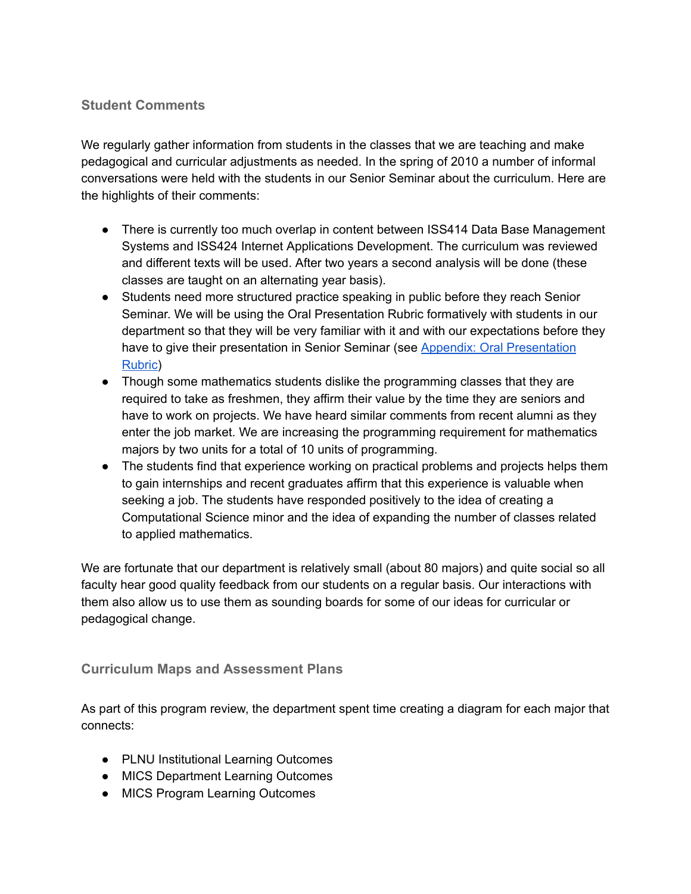## Student Comments

We regularly gather information from students in the classes that we are teaching and make pedagogical and curricular adjustments as needed. In the spring of 2010 a number of informal conversations were held with the students in our Senior Seminar about the curriculum. Here are the highlights of their comments:

- There is currently too much overlap in content between ISS414 Data Base Management Systems and ISS424 Internet Applications Development. The curriculum was reviewed and different texts will be used. After two years a second analysis will be done (these classes are taught on an alternating year basis).
- Students need more structured practice speaking in public before they reach Senior Seminar. We will be using the Oral Presentation Rubric formatively with students in our department so that they will be very familiar with it and with our expectations before they have to give their presentation in Senior Seminar (see [Appendix: Oral Presentation Rubric])
- Though some mathematics students dislike the programming classes that they are required to take as freshmen, they affirm their value by the time they are seniors and have to work on projects. We have heard similar comments from recent alumni as they enter the job market. We are increasing the programming requirement for mathematics majors by two units for a total of 10 units of programming.
- The students find that experience working on practical problems and projects helps them to gain internships and recent graduates affirm that this experience is valuable when seeking a job. The students have responded positively to the idea of creating a Computational Science minor and the idea of expanding the number of classes related to applied mathematics.

We are fortunate that our department is relatively small (about 80 majors) and quite social so all faculty hear good quality feedback from our students on a regular basis. Our interactions with them also allow us to use them as sounding boards for some of our ideas for curricular or pedagogical change.

## Curriculum Maps and Assessment Plans

As part of this program review, the department spent time creating a diagram for each major that connects:

- PLNU Institutional Learning Outcomes
- MICS Department Learning Outcomes
- MICS Program Learning Outcomes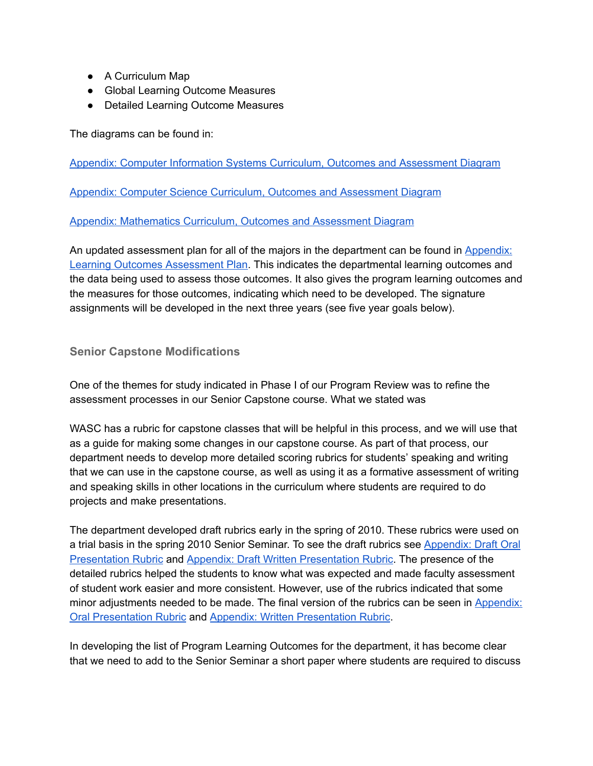- A Curriculum Map
- Global Learning Outcome Measures
- Detailed Learning Outcome Measures

The diagrams can be found in:

Appendix: Computer Information Systems Curriculum, Outcomes and Assessment Diagram

Appendix: Computer Science Curriculum, Outcomes and Assessment Diagram

Appendix: Mathematics Curriculum, Outcomes and Assessment Diagram

An updated assessment plan for all of the majors in the department can be found in Appendix: Learning Outcomes Assessment Plan. This indicates the departmental learning outcomes and the data being used to assess those outcomes. It also gives the program learning outcomes and the measures for those outcomes, indicating which need to be developed. The signature assignments will be developed in the next three years (see five year goals below).

### Senior Capstone Modifications

One of the themes for study indicated in Phase I of our Program Review was to refine the assessment processes in our Senior Capstone course. What we stated was

WASC has a rubric for capstone classes that will be helpful in this process, and we will use that as a guide for making some changes in our capstone course. As part of that process, our department needs to develop more detailed scoring rubrics for students' speaking and writing that we can use in the capstone course, as well as using it as a formative assessment of writing and speaking skills in other locations in the curriculum where students are required to do projects and make presentations.

The department developed draft rubrics early in the spring of 2010. These rubrics were used on a trial basis in the spring 2010 Senior Seminar. To see the draft rubrics see Appendix: Draft Oral Presentation Rubric and Appendix: Draft Written Presentation Rubric. The presence of the detailed rubrics helped the students to know what was expected and made faculty assessment of student work easier and more consistent. However, use of the rubrics indicated that some minor adjustments needed to be made. The final version of the rubrics can be seen in Appendix: Oral Presentation Rubric and Appendix: Written Presentation Rubric.

In developing the list of Program Learning Outcomes for the department, it has become clear that we need to add to the Senior Seminar a short paper where students are required to discuss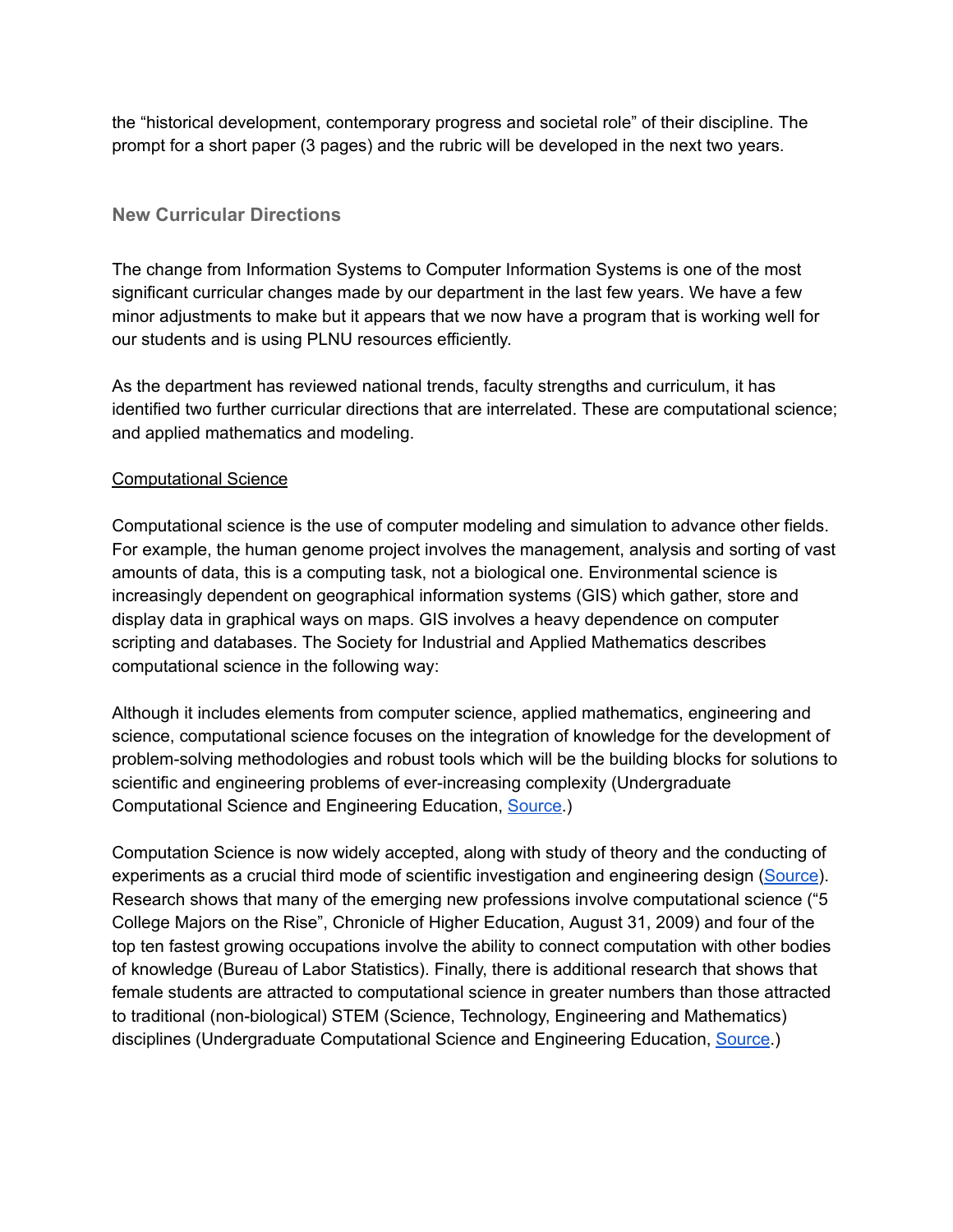the "historical development, contemporary progress and societal role" of their discipline. The prompt for a short paper (3 pages) and the rubric will be developed in the next two years.

### New Curricular Directions

The change from Information Systems to Computer Information Systems is one of the most significant curricular changes made by our department in the last few years. We have a few minor adjustments to make but it appears that we now have a program that is working well for our students and is using PLNU resources efficiently.

As the department has reviewed national trends, faculty strengths and curriculum, it has identified two further curricular directions that are interrelated. These are computational science; and applied mathematics and modeling.

#### Computational Science

Computational science is the use of computer modeling and simulation to advance other fields. For example, the human genome project involves the management, analysis and sorting of vast amounts of data, this is a computing task, not a biological one. Environmental science is increasingly dependent on geographical information systems (GIS) which gather, store and display data in graphical ways on maps. GIS involves a heavy dependence on computer scripting and databases. The Society for Industrial and Applied Mathematics describes computational science in the following way:

Although it includes elements from computer science, applied mathematics, engineering and science, computational science focuses on the integration of knowledge for the development of problem-solving methodologies and robust tools which will be the building blocks for solutions to scientific and engineering problems of ever-increasing complexity (Undergraduate Computational Science and Engineering Education, Source.)

Computation Science is now widely accepted, along with study of theory and the conducting of experiments as a crucial third mode of scientific investigation and engineering design (Source). Research shows that many of the emerging new professions involve computational science ("5 College Majors on the Rise", Chronicle of Higher Education, August 31, 2009) and four of the top ten fastest growing occupations involve the ability to connect computation with other bodies of knowledge (Bureau of Labor Statistics). Finally, there is additional research that shows that female students are attracted to computational science in greater numbers than those attracted to traditional (non-biological) STEM (Science, Technology, Engineering and Mathematics) disciplines (Undergraduate Computational Science and Engineering Education, Source.)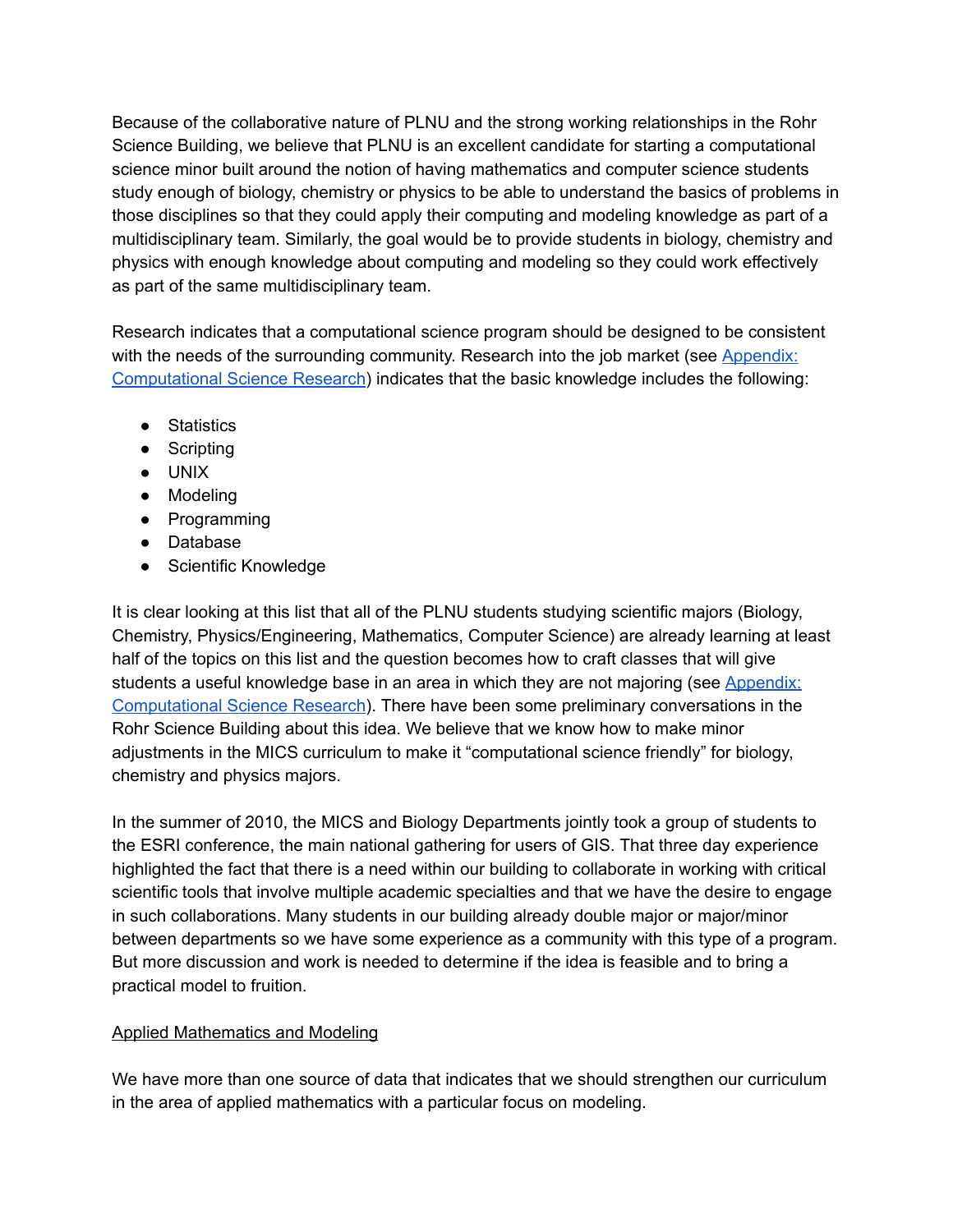Because of the collaborative nature of PLNU and the strong working relationships in the Rohr Science Building, we believe that PLNU is an excellent candidate for starting a computational science minor built around the notion of having mathematics and computer science students study enough of biology, chemistry or physics to be able to understand the basics of problems in those disciplines so that they could apply their computing and modeling knowledge as part of a multidisciplinary team. Similarly, the goal would be to provide students in biology, chemistry and physics with enough knowledge about computing and modeling so they could work effectively as part of the same multidisciplinary team.

Research indicates that a computational science program should be designed to be consistent with the needs of the surrounding community. Research into the job market (see [Appendix: Computational Science Research]) indicates that the basic knowledge includes the following:

- Statistics
- Scripting
- UNIX
- Modeling
- Programming
- Database
- Scientific Knowledge

It is clear looking at this list that all of the PLNU students studying scientific majors (Biology, Chemistry, Physics/Engineering, Mathematics, Computer Science) are already learning at least half of the topics on this list and the question becomes how to craft classes that will give students a useful knowledge base in an area in which they are not majoring (see [Appendix: Computational Science Research]). There have been some preliminary conversations in the Rohr Science Building about this idea. We believe that we know how to make minor adjustments in the MICS curriculum to make it "computational science friendly" for biology, chemistry and physics majors.

In the summer of 2010, the MICS and Biology Departments jointly took a group of students to the ESRI conference, the main national gathering for users of GIS. That three day experience highlighted the fact that there is a need within our building to collaborate in working with critical scientific tools that involve multiple academic specialties and that we have the desire to engage in such collaborations. Many students in our building already double major or major/minor between departments so we have some experience as a community with this type of a program. But more discussion and work is needed to determine if the idea is feasible and to bring a practical model to fruition.

<u>Applied Mathematics and Modeling</u>

We have more than one source of data that indicates that we should strengthen our curriculum in the area of applied mathematics with a particular focus on modeling.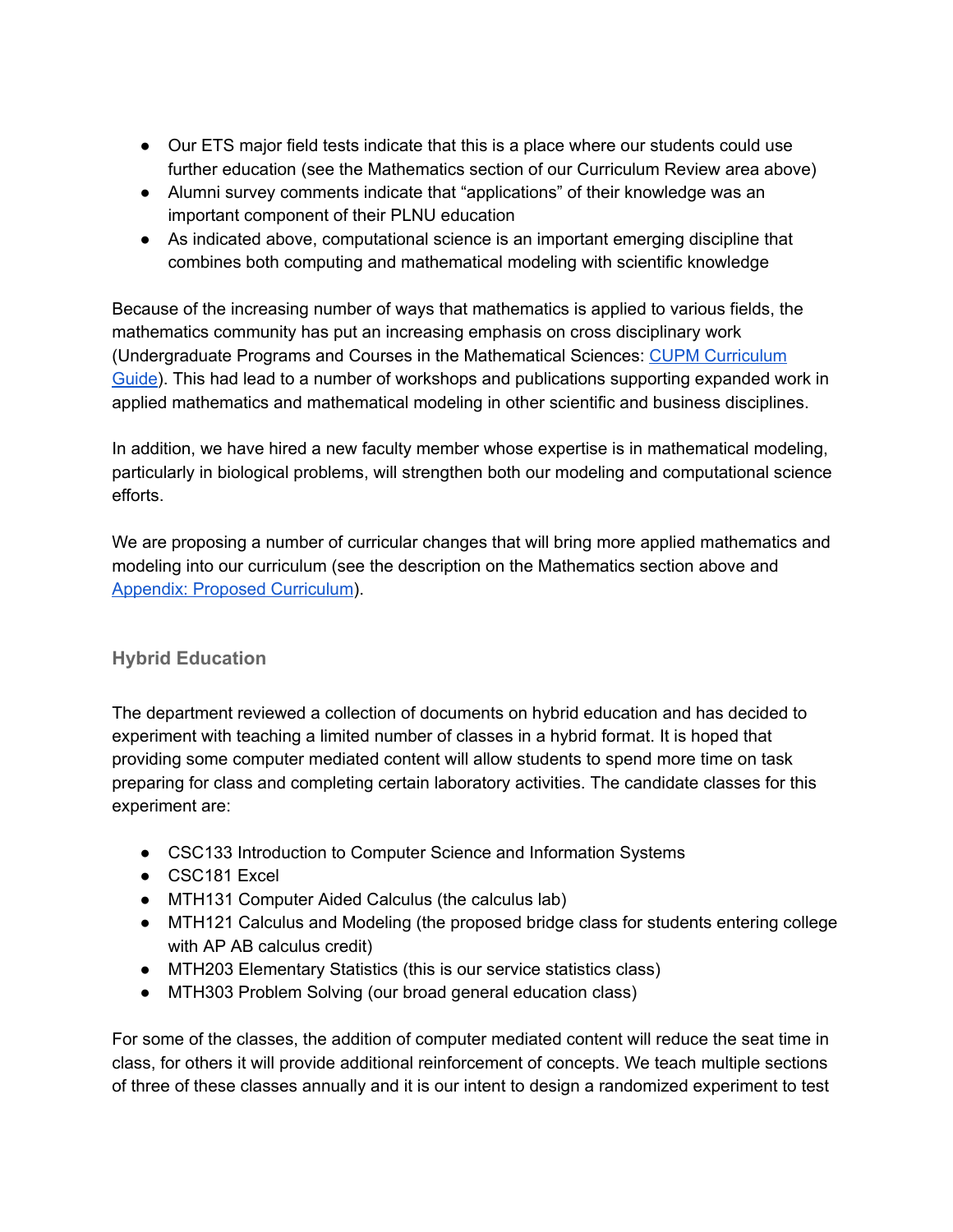- Our ETS major field tests indicate that this is a place where our students could use further education (see the Mathematics section of our Curriculum Review area above)
- Alumni survey comments indicate that “applications” of their knowledge was an important component of their PLNU education
- As indicated above, computational science is an important emerging discipline that combines both computing and mathematical modeling with scientific knowledge

Because of the increasing number of ways that mathematics is applied to various fields, the mathematics community has put an increasing emphasis on cross disciplinary work (Undergraduate Programs and Courses in the Mathematical Sciences: CUPM Curriculum Guide). This had lead to a number of workshops and publications supporting expanded work in applied mathematics and mathematical modeling in other scientific and business disciplines.

In addition, we have hired a new faculty member whose expertise is in mathematical modeling, particularly in biological problems, will strengthen both our modeling and computational science efforts.

We are proposing a number of curricular changes that will bring more applied mathematics and modeling into our curriculum (see the description on the Mathematics section above and Appendix: Proposed Curriculum).

### Hybrid Education

The department reviewed a collection of documents on hybrid education and has decided to experiment with teaching a limited number of classes in a hybrid format. It is hoped that providing some computer mediated content will allow students to spend more time on task preparing for class and completing certain laboratory activities. The candidate classes for this experiment are:

- CSC133 Introduction to Computer Science and Information Systems
- CSC181 Excel
- MTH131 Computer Aided Calculus (the calculus lab)
- MTH121 Calculus and Modeling (the proposed bridge class for students entering college with AP AB calculus credit)
- MTH203 Elementary Statistics (this is our service statistics class)
- MTH303 Problem Solving (our broad general education class)

For some of the classes, the addition of computer mediated content will reduce the seat time in class, for others it will provide additional reinforcement of concepts. We teach multiple sections of three of these classes annually and it is our intent to design a randomized experiment to test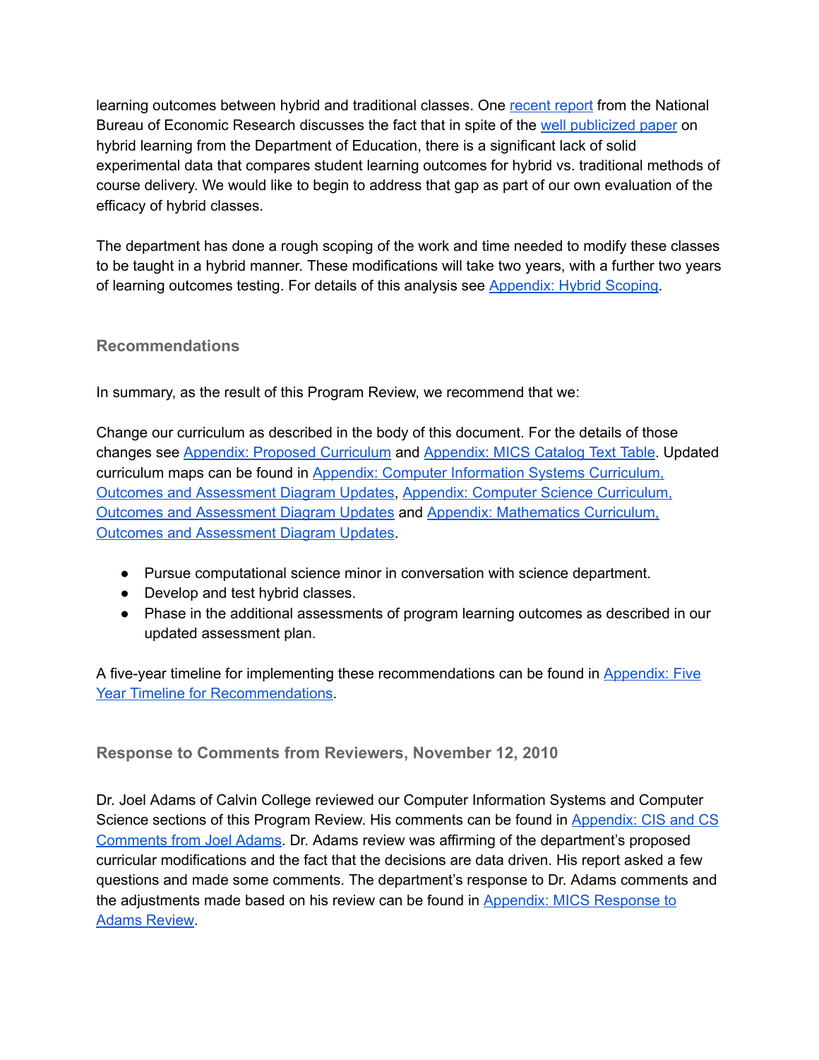learning outcomes between hybrid and traditional classes. One recent report from the National Bureau of Economic Research discusses the fact that in spite of the well publicized paper on hybrid learning from the Department of Education, there is a significant lack of solid experimental data that compares student learning outcomes for hybrid vs. traditional methods of course delivery. We would like to begin to address that gap as part of our own evaluation of the efficacy of hybrid classes.

The department has done a rough scoping of the work and time needed to modify these classes to be taught in a hybrid manner. These modifications will take two years, with a further two years of learning outcomes testing. For details of this analysis see Appendix: Hybrid Scoping.

### Recommendations

In summary, as the result of this Program Review, we recommend that we:

Change our curriculum as described in the body of this document. For the details of those changes see Appendix: Proposed Curriculum and Appendix: MICS Catalog Text Table. Updated curriculum maps can be found in Appendix: Computer Information Systems Curriculum, Outcomes and Assessment Diagram Updates, Appendix: Computer Science Curriculum, Outcomes and Assessment Diagram Updates and Appendix: Mathematics Curriculum, Outcomes and Assessment Diagram Updates.

- Pursue computational science minor in conversation with science department.
- Develop and test hybrid classes.
- Phase in the additional assessments of program learning outcomes as described in our updated assessment plan.

A five-year timeline for implementing these recommendations can be found in Appendix: Five Year Timeline for Recommendations.

### Response to Comments from Reviewers, November 12, 2010

Dr. Joel Adams of Calvin College reviewed our Computer Information Systems and Computer Science sections of this Program Review. His comments can be found in Appendix: CIS and CS Comments from Joel Adams. Dr. Adams review was affirming of the department's proposed curricular modifications and the fact that the decisions are data driven. His report asked a few questions and made some comments. The department's response to Dr. Adams comments and the adjustments made based on his review can be found in Appendix: MICS Response to Adams Review.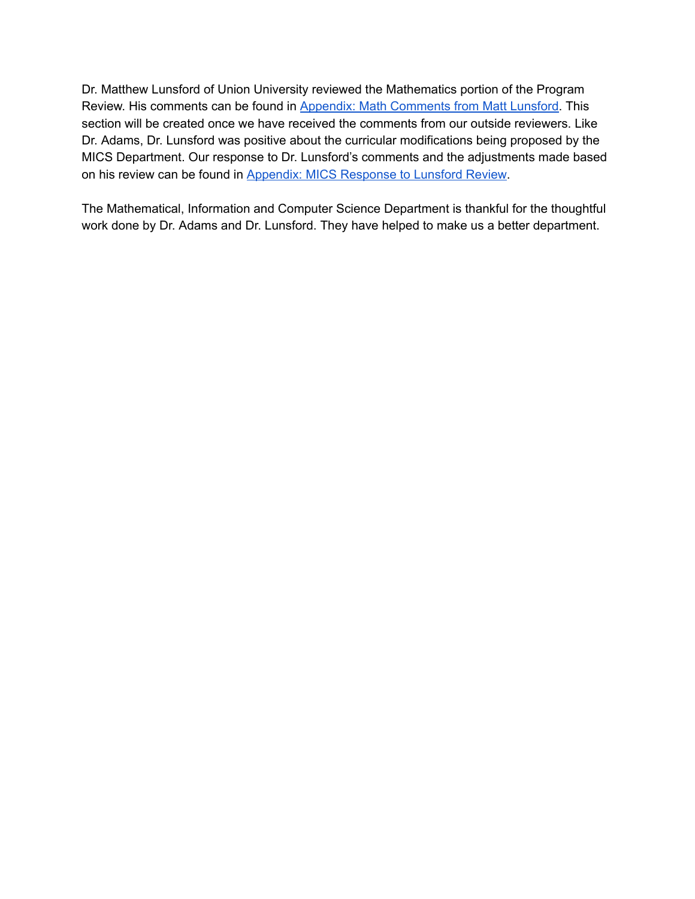Dr. Matthew Lunsford of Union University reviewed the Mathematics portion of the Program Review. His comments can be found in Appendix: Math Comments from Matt Lunsford. This section will be created once we have received the comments from our outside reviewers. Like Dr. Adams, Dr. Lunsford was positive about the curricular modifications being proposed by the MICS Department. Our response to Dr. Lunsford's comments and the adjustments made based on his review can be found in Appendix: MICS Response to Lunsford Review.

The Mathematical, Information and Computer Science Department is thankful for the thoughtful work done by Dr. Adams and Dr. Lunsford. They have helped to make us a better department.